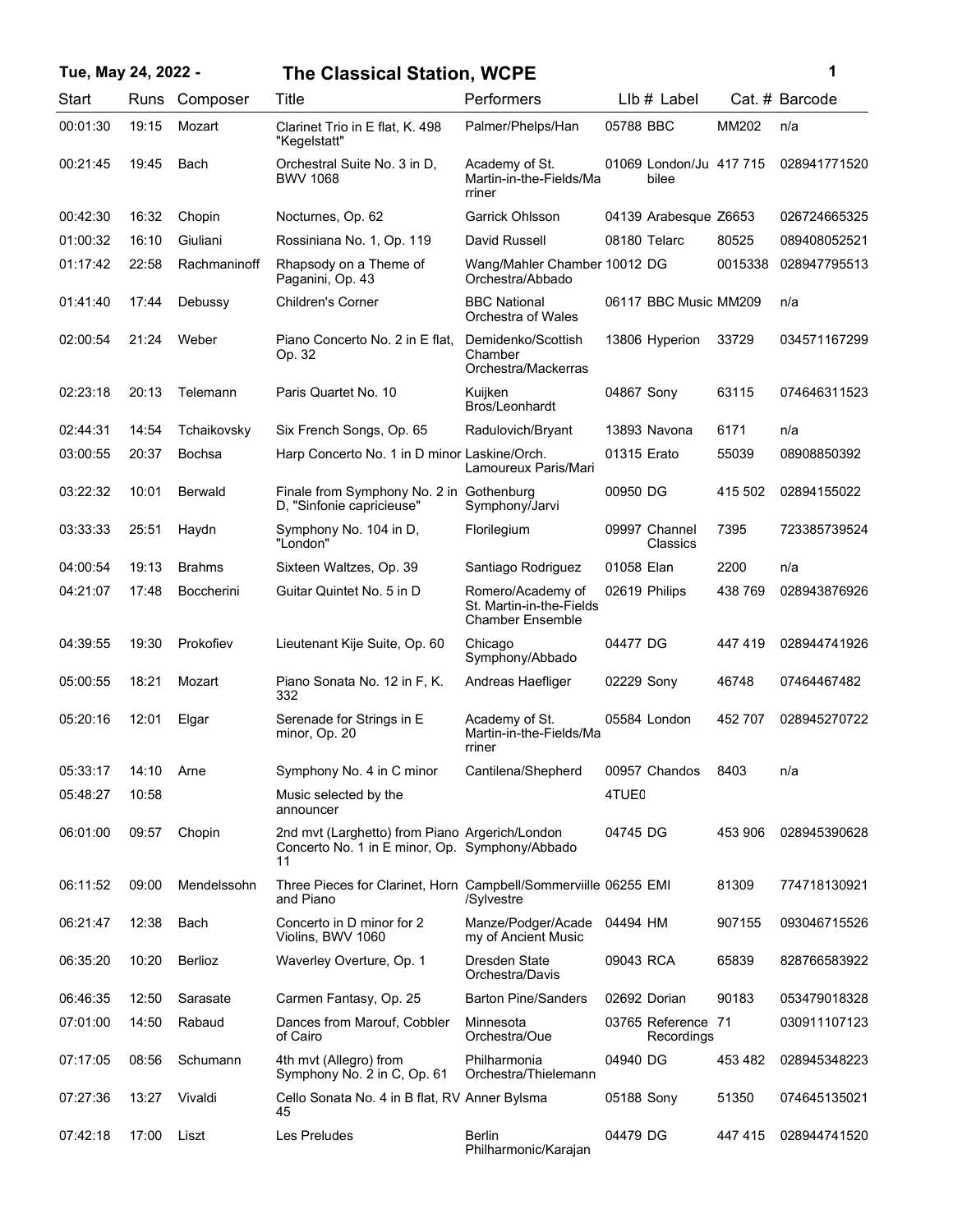# Tue, May 24, 2022 - The Classical Station, WCPE

| Start | Runs | Composer | Title | Performers | Llb # | Label | Cat. # | Barcode |
|---|---|---|---|---|---|---|---|---|
| 00:01:30 | 19:15 | Mozart | Clarinet Trio in E flat, K. 498 "Kegelstatt" | Palmer/Phelps/Han | 05788 | BBC | MM202 | n/a |
| 00:21:45 | 19:45 | Bach | Orchestral Suite No. 3 in D, BWV 1068 | Academy of St. Martin-in-the-Fields/Marriner | 01069 | London/Jubilee | 417 715 | 028941771520 |
| 00:42:30 | 16:32 | Chopin | Nocturnes, Op. 62 | Garrick Ohlsson | 04139 | Arabesque | Z6653 | 026724665325 |
| 01:00:32 | 16:10 | Giuliani | Rossiniana No. 1, Op. 119 | David Russell | 08180 | Telarc | 80525 | 089408052521 |
| 01:17:42 | 22:58 | Rachmaninoff | Rhapsody on a Theme of Paganini, Op. 43 | Wang/Mahler Chamber Orchestra/Abbado | 10012 | DG | 0015338 | 028947795513 |
| 01:41:40 | 17:44 | Debussy | Children's Corner | BBC National Orchestra of Wales | 06117 | BBC Music | MM209 | n/a |
| 02:00:54 | 21:24 | Weber | Piano Concerto No. 2 in E flat, Op. 32 | Demidenko/Scottish Chamber Orchestra/Mackerras | 13806 | Hyperion | 33729 | 034571167299 |
| 02:23:18 | 20:13 | Telemann | Paris Quartet No. 10 | Kuijken Bros/Leonhardt | 04867 | Sony | 63115 | 074646311523 |
| 02:44:31 | 14:54 | Tchaikovsky | Six French Songs, Op. 65 | Radulovich/Bryant | 13893 | Navona | 6171 | n/a |
| 03:00:55 | 20:37 | Bochsa | Harp Concerto No. 1 in D minor | Laskine/Orch. Lamoureux Paris/Mari | 01315 | Erato | 55039 | 08908850392 |
| 03:22:32 | 10:01 | Berwald | Finale from Symphony No. 2 in D, "Sinfonie capricieuse" | Gothenburg Symphony/Jarvi | 00950 | DG | 415 502 | 02894155022 |
| 03:33:33 | 25:51 | Haydn | Symphony No. 104 in D, "London" | Florilegium | 09997 | Channel Classics | 7395 | 723385739524 |
| 04:00:54 | 19:13 | Brahms | Sixteen Waltzes, Op. 39 | Santiago Rodriguez | 01058 | Elan | 2200 | n/a |
| 04:21:07 | 17:48 | Boccherini | Guitar Quintet No. 5 in D | Romero/Academy of St. Martin-in-the-Fields Chamber Ensemble | 02619 | Philips | 438 769 | 028943876926 |
| 04:39:55 | 19:30 | Prokofiev | Lieutenant Kije Suite, Op. 60 | Chicago Symphony/Abbado | 04477 | DG | 447 419 | 028944741926 |
| 05:00:55 | 18:21 | Mozart | Piano Sonata No. 12 in F, K. 332 | Andreas Haefliger | 02229 | Sony | 46748 | 07464467482 |
| 05:20:16 | 12:01 | Elgar | Serenade for Strings in E minor, Op. 20 | Academy of St. Martin-in-the-Fields/Marriner | 05584 | London | 452 707 | 028945270722 |
| 05:33:17 | 14:10 | Arne | Symphony No. 4 in C minor | Cantilena/Shepherd | 00957 | Chandos | 8403 | n/a |
| 05:48:27 | 10:58 | | Music selected by the announcer | | 4TUE0 | | | |
| 06:01:00 | 09:57 | Chopin | 2nd mvt (Larghetto) from Piano Concerto No. 1 in E minor, Op. 11 | Argerich/London Symphony/Abbado | 04745 | DG | 453 906 | 028945390628 |
| 06:11:52 | 09:00 | Mendelssohn | Three Pieces for Clarinet, Horn and Piano | Campbell/Sommervillle/Sylvestre | 06255 | EMI | 81309 | 774718130921 |
| 06:21:47 | 12:38 | Bach | Concerto in D minor for 2 Violins, BWV 1060 | Manze/Podger/Academy of Ancient Music | 04494 | HM | 907155 | 093046715526 |
| 06:35:20 | 10:20 | Berlioz | Waverley Overture, Op. 1 | Dresden State Orchestra/Davis | 09043 | RCA | 65839 | 828766583922 |
| 06:46:35 | 12:50 | Sarasate | Carmen Fantasy, Op. 25 | Barton Pine/Sanders | 02692 | Dorian | 90183 | 053479018328 |
| 07:01:00 | 14:50 | Rabaud | Dances from Marouf, Cobbler of Cairo | Minnesota Orchestra/Oue | 03765 | Reference Recordings | 71 | 030911107123 |
| 07:17:05 | 08:56 | Schumann | 4th mvt (Allegro) from Symphony No. 2 in C, Op. 61 | Philharmonia Orchestra/Thielemann | 04940 | DG | 453 482 | 028945348223 |
| 07:27:36 | 13:27 | Vivaldi | Cello Sonata No. 4 in B flat, RV 45 | Anner Bylsma | 05188 | Sony | 51350 | 074645135021 |
| 07:42:18 | 17:00 | Liszt | Les Preludes | Berlin Philharmonic/Karajan | 04479 | DG | 447 415 | 028944741520 |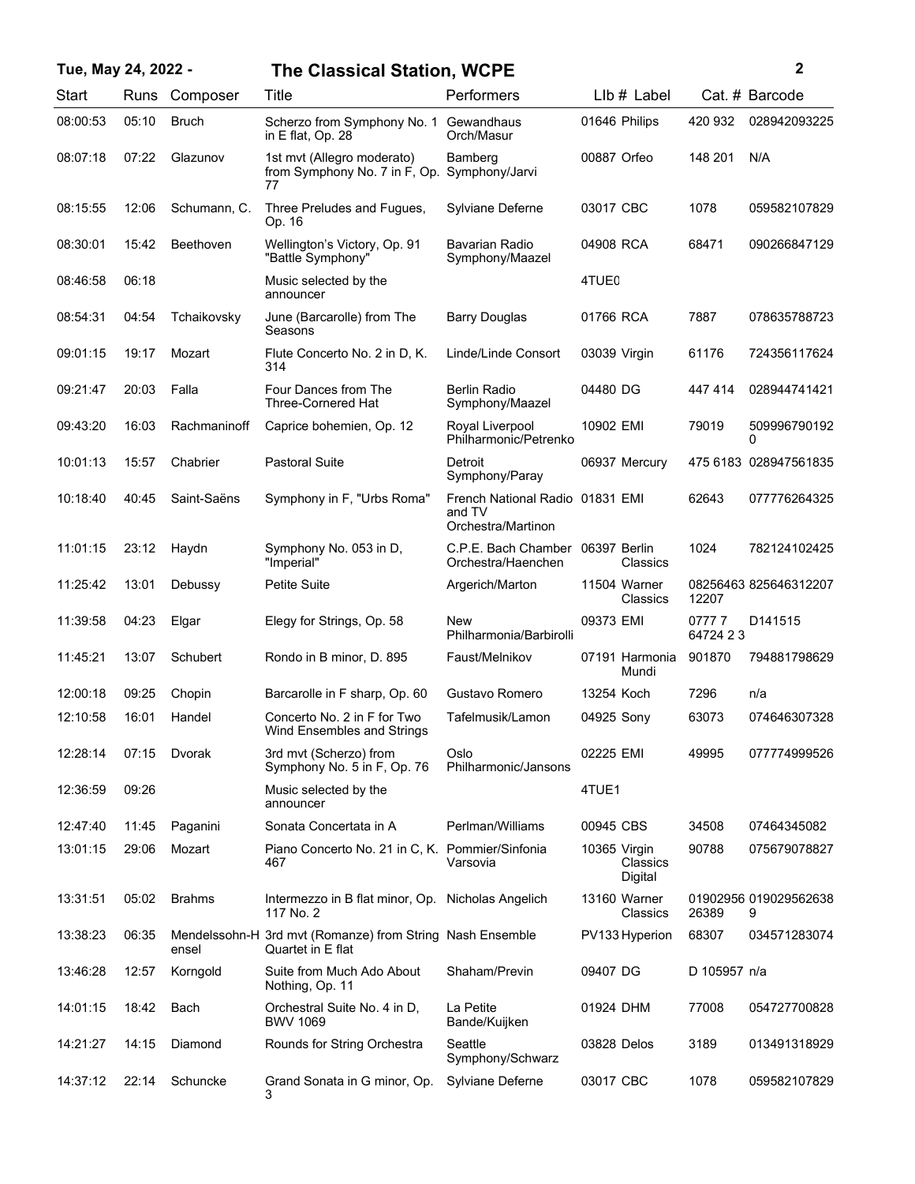| Start | Runs | Composer | Title | Performers | Llb # | Label | Cat. # | Barcode |
|---|---|---|---|---|---|---|---|---|
| 08:00:53 | 05:10 | Bruch | Scherzo from Symphony No. 1 in E flat, Op. 28 | Gewandhaus Orch/Masur | 01646 | Philips | 420 932 | 028942093225 |
| 08:07:18 | 07:22 | Glazunov | 1st mvt (Allegro moderato) from Symphony No. 7 in F, Op. 77 | Bamberg Symphony/Jarvi | 00887 | Orfeo | 148 201 | N/A |
| 08:15:55 | 12:06 | Schumann, C. | Three Preludes and Fugues, Op. 16 | Sylviane Deferne | 03017 | CBC | 1078 | 059582107829 |
| 08:30:01 | 15:42 | Beethoven | Wellington's Victory, Op. 91 "Battle Symphony" | Bavarian Radio Symphony/Maazel | 04908 | RCA | 68471 | 090266847129 |
| 08:46:58 | 06:18 | | Music selected by the announcer | | 4TUE0 | | | |
| 08:54:31 | 04:54 | Tchaikovsky | June (Barcarolle) from The Seasons | Barry Douglas | 01766 | RCA | 7887 | 078635788723 |
| 09:01:15 | 19:17 | Mozart | Flute Concerto No. 2 in D, K. 314 | Linde/Linde Consort | 03039 | Virgin | 61176 | 724356117624 |
| 09:21:47 | 20:03 | Falla | Four Dances from The Three-Cornered Hat | Berlin Radio Symphony/Maazel | 04480 | DG | 447 414 | 028944741421 |
| 09:43:20 | 16:03 | Rachmaninoff | Caprice bohemien, Op. 12 | Royal Liverpool Philharmonic/Petrenko | 10902 | EMI | 79019 | 5099967901920 |
| 10:01:13 | 15:57 | Chabrier | Pastoral Suite | Detroit Symphony/Paray | 06937 | Mercury | 475 6183 | 028947561835 |
| 10:18:40 | 40:45 | Saint-Saëns | Symphony in F, "Urbs Roma" | French National Radio and TV Orchestra/Martinon | 01831 | EMI | 62643 | 077776264325 |
| 11:01:15 | 23:12 | Haydn | Symphony No. 053 in D, "Imperial" | C.P.E. Bach Chamber Orchestra/Haenchen | 06397 | Berlin Classics | 1024 | 782124102425 |
| 11:25:42 | 13:01 | Debussy | Petite Suite | Argerich/Marton | 11504 | Warner Classics | 0825646312207 | 825646312207 |
| 11:39:58 | 04:23 | Elgar | Elegy for Strings, Op. 58 | New Philharmonia/Barbirolli | 09373 | EMI | 0777 7 64724 2 3 | D141515 |
| 11:45:21 | 13:07 | Schubert | Rondo in B minor, D. 895 | Faust/Melnikov | 07191 | Harmonia Mundi | 901870 | 794881798629 |
| 12:00:18 | 09:25 | Chopin | Barcarolle in F sharp, Op. 60 | Gustavo Romero | 13254 | Koch | 7296 | n/a |
| 12:10:58 | 16:01 | Handel | Concerto No. 2 in F for Two Wind Ensembles and Strings | Tafelmusik/Lamon | 04925 | Sony | 63073 | 074646307328 |
| 12:28:14 | 07:15 | Dvorak | 3rd mvt (Scherzo) from Symphony No. 5 in F, Op. 76 | Oslo Philharmonic/Jansons | 02225 | EMI | 49995 | 077774999526 |
| 12:36:59 | 09:26 | | Music selected by the announcer | | 4TUE1 | | | |
| 12:47:40 | 11:45 | Paganini | Sonata Concertata in A | Perlman/Williams | 00945 | CBS | 34508 | 07464345082 |
| 13:01:15 | 29:06 | Mozart | Piano Concerto No. 21 in C, K. 467 | Pommier/Sinfonia Varsovia | 10365 | Virgin Classics Digital | 90788 | 075679078827 |
| 13:31:51 | 05:02 | Brahms | Intermezzo in B flat minor, Op. 117 No. 2 | Nicholas Angelich | 13160 | Warner Classics | 0190295626389 | 0190295626389 |
| 13:38:23 | 06:35 | Mendelssohn-Hensel | 3rd mvt (Romanze) from String Quartet in E flat | Nash Ensemble | PV133 | Hyperion | 68307 | 034571283074 |
| 13:46:28 | 12:57 | Korngold | Suite from Much Ado About Nothing, Op. 11 | Shaham/Previn | 09407 | DG | D 105957 | n/a |
| 14:01:15 | 18:42 | Bach | Orchestral Suite No. 4 in D, BWV 1069 | La Petite Bande/Kuijken | 01924 | DHM | 77008 | 054727700828 |
| 14:21:27 | 14:15 | Diamond | Rounds for String Orchestra | Seattle Symphony/Schwarz | 03828 | Delos | 3189 | 013491318929 |
| 14:37:12 | 22:14 | Schuncke | Grand Sonata in G minor, Op. 3 | Sylviane Deferne | 03017 | CBC | 1078 | 059582107829 |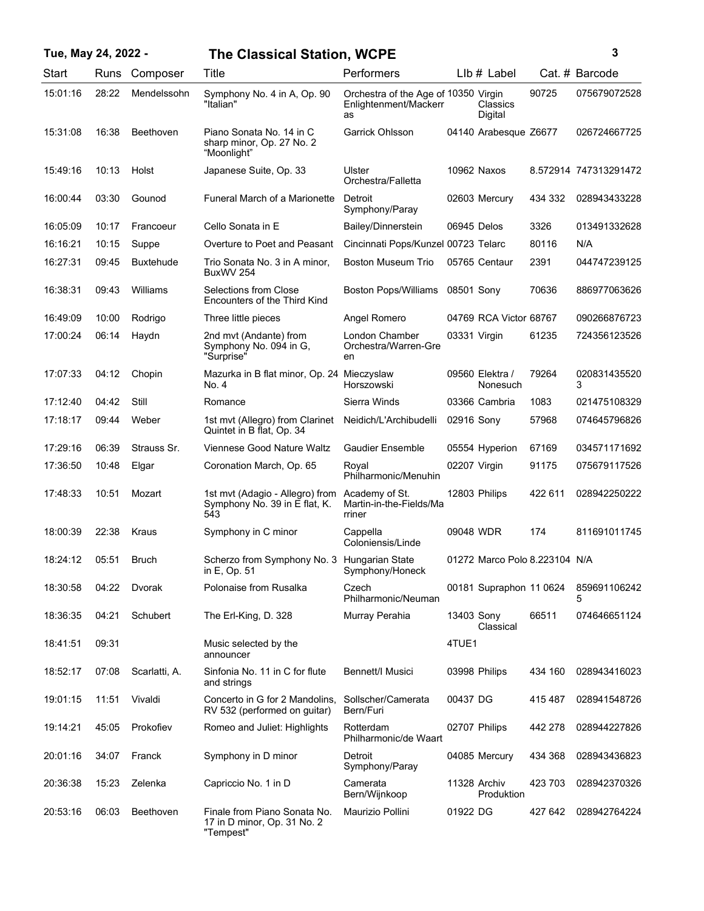## Tue, May 24, 2022 - The Classical Station, WCPE

| Start | Runs | Composer | Title | Performers | Llb # | Label | Cat. # | Barcode |
|---|---|---|---|---|---|---|---|---|
| 15:01:16 | 28:22 | Mendelssohn | Symphony No. 4 in A, Op. 90 "Italian" | Orchestra of the Age of Enlightenment/Mackerras | 10350 | Virgin Classics Digital | 90725 | 075679072528 |
| 15:31:08 | 16:38 | Beethoven | Piano Sonata No. 14 in C sharp minor, Op. 27 No. 2 "Moonlight" | Garrick Ohlsson | 04140 | Arabesque | Z6677 | 026724667725 |
| 15:49:16 | 10:13 | Holst | Japanese Suite, Op. 33 | Ulster Orchestra/Falletta | 10962 | Naxos | 8.572914 | 747313291472 |
| 16:00:44 | 03:30 | Gounod | Funeral March of a Marionette | Detroit Symphony/Paray | 02603 | Mercury | 434 332 | 028943433228 |
| 16:05:09 | 10:17 | Francoeur | Cello Sonata in E | Bailey/Dinnerstein | 06945 | Delos | 3326 | 013491332628 |
| 16:16:21 | 10:15 | Suppe | Overture to Poet and Peasant | Cincinnati Pops/Kunzel | 00723 | Telarc | 80116 | N/A |
| 16:27:31 | 09:45 | Buxtehude | Trio Sonata No. 3 in A minor, BuxWV 254 | Boston Museum Trio | 05765 | Centaur | 2391 | 044747239125 |
| 16:38:31 | 09:43 | Williams | Selections from Close Encounters of the Third Kind | Boston Pops/Williams | 08501 | Sony | 70636 | 886977063626 |
| 16:49:09 | 10:00 | Rodrigo | Three little pieces | Angel Romero | 04769 | RCA Victor | 68767 | 090266876723 |
| 17:00:24 | 06:14 | Haydn | 2nd mvt (Andante) from Symphony No. 094 in G, "Surprise" | London Chamber Orchestra/Warren-Green | 03331 | Virgin | 61235 | 724356123526 |
| 17:07:33 | 04:12 | Chopin | Mazurka in B flat minor, Op. 24 No. 4 | Mieczyslaw Horszowski | 09560 | Elektra / Nonesuch | 79264 | 0208314355203 |
| 17:12:40 | 04:42 | Still | Romance | Sierra Winds | 03366 | Cambria | 1083 | 021475108329 |
| 17:18:17 | 09:44 | Weber | 1st mvt (Allegro) from Clarinet Quintet in B flat, Op. 34 | Neidich/L'Archibudelli | 02916 | Sony | 57968 | 074645796826 |
| 17:29:16 | 06:39 | Strauss Sr. | Viennese Good Nature Waltz | Gaudier Ensemble | 05554 | Hyperion | 67169 | 034571171692 |
| 17:36:50 | 10:48 | Elgar | Coronation March, Op. 65 | Royal Philharmonic/Menuhin | 02207 | Virgin | 91175 | 075679117526 |
| 17:48:33 | 10:51 | Mozart | 1st mvt (Adagio - Allegro) from Symphony No. 39 in E flat, K. 543 | Academy of St. Martin-in-the-Fields/Marriner | 12803 | Philips | 422 611 | 028942250222 |
| 18:00:39 | 22:38 | Kraus | Symphony in C minor | Cappella Coloniensis/Linde | 09048 | WDR | 174 | 811691011745 |
| 18:24:12 | 05:51 | Bruch | Scherzo from Symphony No. 3 in E, Op. 51 | Hungarian State Symphony/Honeck | 01272 | Marco Polo | 8.223104 | N/A |
| 18:30:58 | 04:22 | Dvorak | Polonaise from Rusalka | Czech Philharmonic/Neuman | 00181 | Supraphon | 11 0624 | 8596911062425 |
| 18:36:35 | 04:21 | Schubert | The Erl-King, D. 328 | Murray Perahia | 13403 | Sony Classical | 66511 | 074646651124 |
| 18:41:51 | 09:31 | | Music selected by the announcer | | 4TUE1 | | | |
| 18:52:17 | 07:08 | Scarlatti, A. | Sinfonia No. 11 in C for flute and strings | Bennett/I Musici | 03998 | Philips | 434 160 | 028943416023 |
| 19:01:15 | 11:51 | Vivaldi | Concerto in G for 2 Mandolins, RV 532 (performed on guitar) | Sollscher/Camerata Bern/Furi | 00437 | DG | 415 487 | 028941548726 |
| 19:14:21 | 45:05 | Prokofiev | Romeo and Juliet: Highlights | Rotterdam Philharmonic/de Waart | 02707 | Philips | 442 278 | 028944227826 |
| 20:01:16 | 34:07 | Franck | Symphony in D minor | Detroit Symphony/Paray | 04085 | Mercury | 434 368 | 028943436823 |
| 20:36:38 | 15:23 | Zelenka | Capriccio No. 1 in D | Camerata Bern/Wijnkoop | 11328 | Archiv Produktion | 423 703 | 028942370326 |
| 20:53:16 | 06:03 | Beethoven | Finale from Piano Sonata No. 17 in D minor, Op. 31 No. 2 "Tempest" | Maurizio Pollini | 01922 | DG | 427 642 | 028942764224 |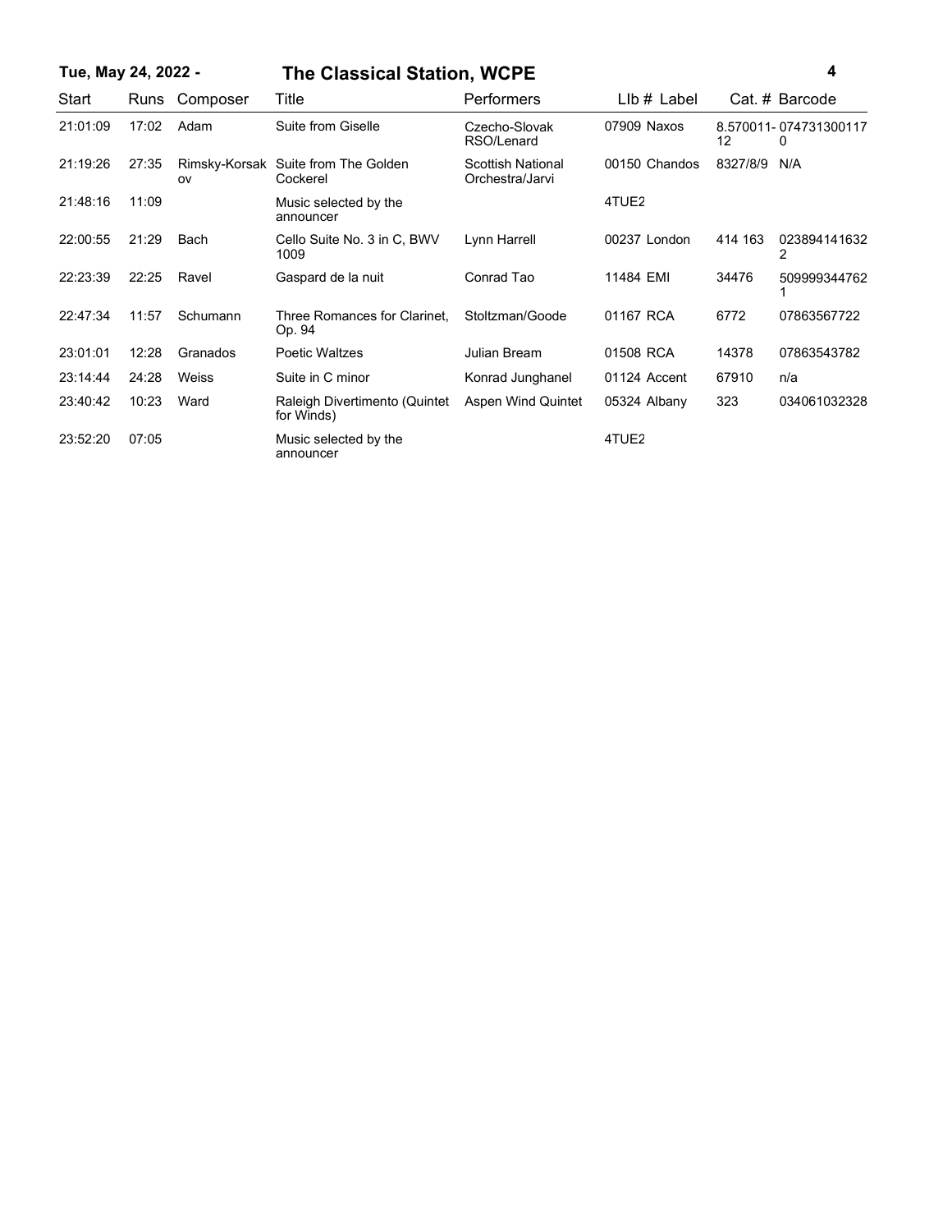**Tue, May 24, 2022 -** **The Classical Station, WCPE**

| Start | Runs | Composer | Title | Performers | Llb # | Label | Cat. # | Barcode |
|---|---|---|---|---|---|---|---|---|
| 21:01:09 | 17:02 | Adam | Suite from Giselle | Czecho-Slovak RSO/Lenard | 07909 | Naxos | 8.570011-12 | 0747313001170 |
| 21:19:26 | 27:35 | Rimsky-Korsakov | Suite from The Golden Cockerel | Scottish National Orchestra/Jarvi | 00150 | Chandos | 8327/8/9 | N/A |
| 21:48:16 | 11:09 | | Music selected by the announcer | | 4TUE2 | | | |
| 22:00:55 | 21:29 | Bach | Cello Suite No. 3 in C, BWV 1009 | Lynn Harrell | 00237 | London | 414 163 | 0238941416322 |
| 22:23:39 | 22:25 | Ravel | Gaspard de la nuit | Conrad Tao | 11484 | EMI | 34476 | 5099993447621 |
| 22:47:34 | 11:57 | Schumann | Three Romances for Clarinet, Op. 94 | Stoltzman/Goode | 01167 | RCA | 6772 | 07863567722 |
| 23:01:01 | 12:28 | Granados | Poetic Waltzes | Julian Bream | 01508 | RCA | 14378 | 07863543782 |
| 23:14:44 | 24:28 | Weiss | Suite in C minor | Konrad Junghanel | 01124 | Accent | 67910 | n/a |
| 23:40:42 | 10:23 | Ward | Raleigh Divertimento (Quintet for Winds) | Aspen Wind Quintet | 05324 | Albany | 323 | 034061032328 |
| 23:52:20 | 07:05 | | Music selected by the announcer | | 4TUE2 | | | |